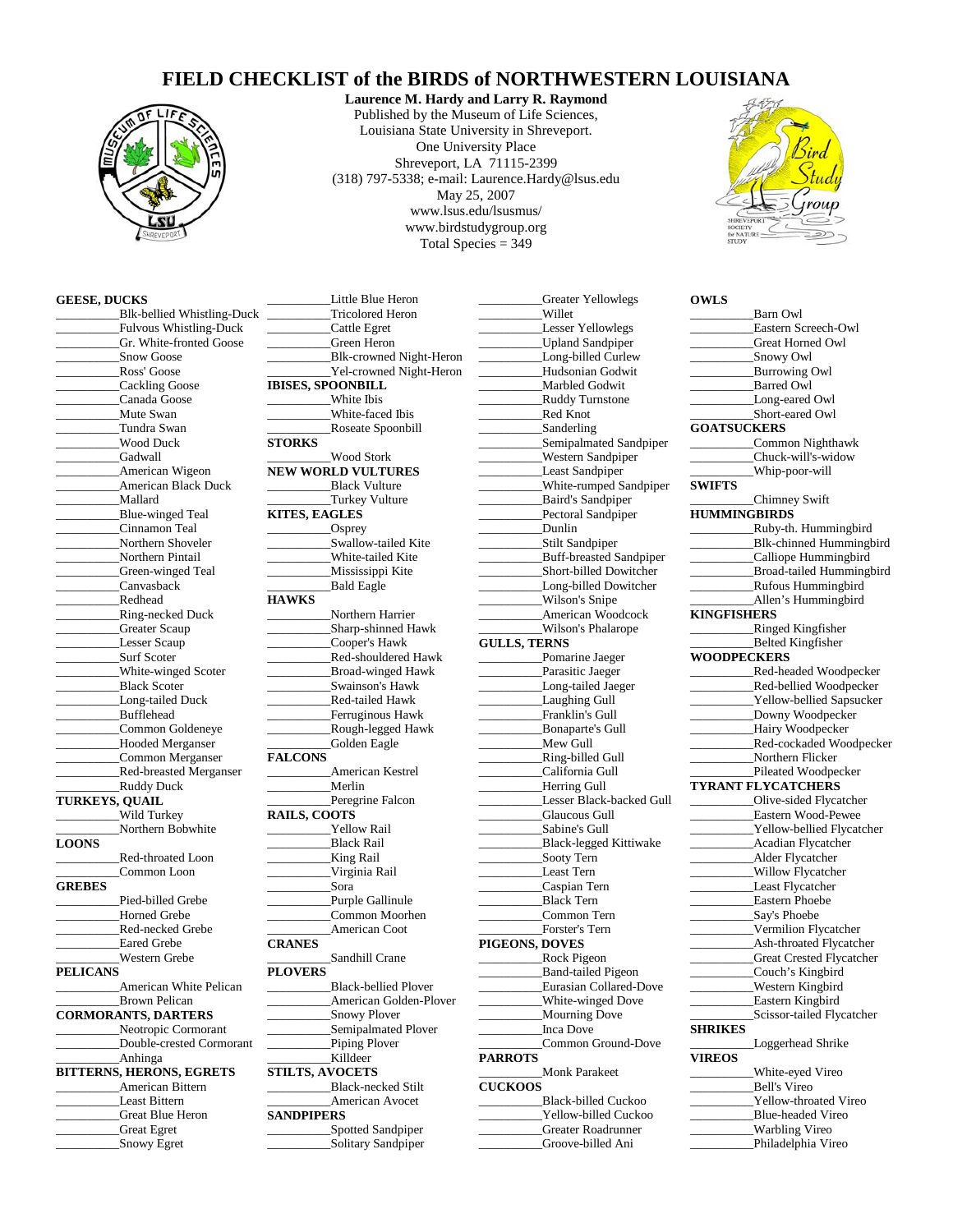# FIELD CHECKLIST of the BIRDS of NORTHWESTERN LOUISIANA

**Laurence M. Hardy and Larry R. Raymond**
Published by the Museum of Life Sciences,
Louisiana State University in Shreveport.
One University Place
Shreveport, LA 71115-2399
(318) 797-5338; e-mail: Laurence.Hardy@lsus.edu
May 25, 2007
www.lsus.edu/lsusmus/
www.birdstudygroup.org
Total Species = 349

**GEESE, DUCKS**
__________Blk-bellied Whistling-Duck
__________Fulvous Whistling-Duck
__________Gr. White-fronted Goose
__________Snow Goose
__________Ross' Goose
__________Cackling Goose
__________Canada Goose
__________Mute Swan
__________Tundra Swan
__________Wood Duck
__________Gadwall
__________American Wigeon
__________American Black Duck
__________Mallard
__________Blue-winged Teal
__________Cinnamon Teal
__________Northern Shoveler
__________Northern Pintail
__________Green-winged Teal
__________Canvasback
__________Redhead
__________Ring-necked Duck
__________Greater Scaup
__________Lesser Scaup
__________Surf Scoter
__________White-winged Scoter
__________Black Scoter
__________Long-tailed Duck
__________Bufflehead
__________Common Goldeneye
__________Hooded Merganser
__________Common Merganser
__________Red-breasted Merganser
__________Ruddy Duck

**TURKEYS, QUAIL**
__________Wild Turkey
__________Northern Bobwhite

**LOONS**
__________Red-throated Loon
__________Common Loon

**GREBES**
__________Pied-billed Grebe
__________Horned Grebe
__________Red-necked Grebe
__________Eared Grebe
__________Western Grebe

**PELICANS**
__________American White Pelican
__________Brown Pelican

**CORMORANTS, DARTERS**
__________Neotropic Cormorant
__________Double-crested Cormorant
__________Anhinga

**BITTERNS, HERONS, EGRETS**
__________American Bittern
__________Least Bittern
__________Great Blue Heron
__________Great Egret
__________Snowy Egret
__________Little Blue Heron
__________Tricolored Heron
__________Cattle Egret
__________Green Heron
__________Blk-crowned Night-Heron
__________Yel-crowned Night-Heron

**IBISES, SPOONBILL**
__________White Ibis
__________White-faced Ibis
__________Roseate Spoonbill

**STORKS**
__________Wood Stork

**NEW WORLD VULTURES**
__________Black Vulture
__________Turkey Vulture

**KITES, EAGLES**
__________Osprey
__________Swallow-tailed Kite
__________White-tailed Kite
__________Mississippi Kite
__________Bald Eagle

**HAWKS**
__________Northern Harrier
__________Sharp-shinned Hawk
__________Cooper's Hawk
__________Red-shouldered Hawk
__________Broad-winged Hawk
__________Swainson's Hawk
__________Red-tailed Hawk
__________Ferruginous Hawk
__________Rough-legged Hawk
__________Golden Eagle

**FALCONS**
__________American Kestrel
__________Merlin
__________Peregrine Falcon

**RAILS, COOTS**
__________Yellow Rail
__________Black Rail
__________King Rail
__________Virginia Rail
__________Sora
__________Purple Gallinule
__________Common Moorhen
__________American Coot

**CRANES**
__________Sandhill Crane

**PLOVERS**
__________Black-bellied Plover
__________American Golden-Plover
__________Snowy Plover
__________Semipalmated Plover
__________Piping Plover
__________Killdeer

**STILTS, AVOCETS**
__________Black-necked Stilt
__________American Avocet

**SANDPIPERS**
__________Spotted Sandpiper
__________Solitary Sandpiper
__________Greater Yellowlegs
__________Willet
__________Lesser Yellowlegs
__________Upland Sandpiper
__________Long-billed Curlew
__________Hudsonian Godwit
__________Marbled Godwit
__________Ruddy Turnstone
__________Red Knot
__________Sanderling
__________Semipalmated Sandpiper
__________Western Sandpiper
__________Least Sandpiper
__________White-rumped Sandpiper
__________Baird's Sandpiper
__________Pectoral Sandpiper
__________Dunlin
__________Stilt Sandpiper
__________Buff-breasted Sandpiper
__________Short-billed Dowitcher
__________Long-billed Dowitcher
__________Wilson's Snipe
__________American Woodcock
__________Wilson's Phalarope

**GULLS, TERNS**
__________Pomarine Jaeger
__________Parasitic Jaeger
__________Long-tailed Jaeger
__________Laughing Gull
__________Franklin's Gull
__________Bonaparte's Gull
__________Mew Gull
__________Ring-billed Gull
__________California Gull
__________Herring Gull
__________Lesser Black-backed Gull
__________Glaucous Gull
__________Sabine's Gull
__________Black-legged Kittiwake
__________Sooty Tern
__________Least Tern
__________Caspian Tern
__________Black Tern
__________Common Tern
__________Forster's Tern

**PIGEONS, DOVES**
__________Rock Pigeon
__________Band-tailed Pigeon
__________Eurasian Collared-Dove
__________White-winged Dove
__________Mourning Dove
__________Inca Dove
__________Common Ground-Dove

**PARROTS**
__________Monk Parakeet

**CUCKOOS**
__________Black-billed Cuckoo
__________Yellow-billed Cuckoo
__________Greater Roadrunner
__________Groove-billed Ani

**OWLS**
__________Barn Owl
__________Eastern Screech-Owl
__________Great Horned Owl
__________Snowy Owl
__________Burrowing Owl
__________Barred Owl
__________Long-eared Owl
__________Short-eared Owl

**GOATSUCKERS**
__________Common Nighthawk
__________Chuck-will's-widow
__________Whip-poor-will

**SWIFTS**
__________Chimney Swift

**HUMMINGBIRDS**
__________Ruby-th. Hummingbird
__________Blk-chinned Hummingbird
__________Calliope Hummingbird
__________Broad-tailed Hummingbird
__________Rufous Hummingbird
__________Allen's Hummingbird

**KINGFISHERS**
__________Ringed Kingfisher
__________Belted Kingfisher

**WOODPECKERS**
__________Red-headed Woodpecker
__________Red-bellied Woodpecker
__________Yellow-bellied Sapsucker
__________Downy Woodpecker
__________Hairy Woodpecker
__________Red-cockaded Woodpecker
__________Northern Flicker
__________Pileated Woodpecker

**TYRANT FLYCATCHERS**
__________Olive-sided Flycatcher
__________Eastern Wood-Pewee
__________Yellow-bellied Flycatcher
__________Acadian Flycatcher
__________Alder Flycatcher
__________Willow Flycatcher
__________Least Flycatcher
__________Eastern Phoebe
__________Say's Phoebe
__________Vermilion Flycatcher
__________Ash-throated Flycatcher
__________Great Crested Flycatcher
__________Couch's Kingbird
__________Western Kingbird
__________Eastern Kingbird
__________Scissor-tailed Flycatcher

**SHRIKES**
__________Loggerhead Shrike

**VIREOS**
__________White-eyed Vireo
__________Bell's Vireo
__________Yellow-throated Vireo
__________Blue-headed Vireo
__________Warbling Vireo
__________Philadelphia Vireo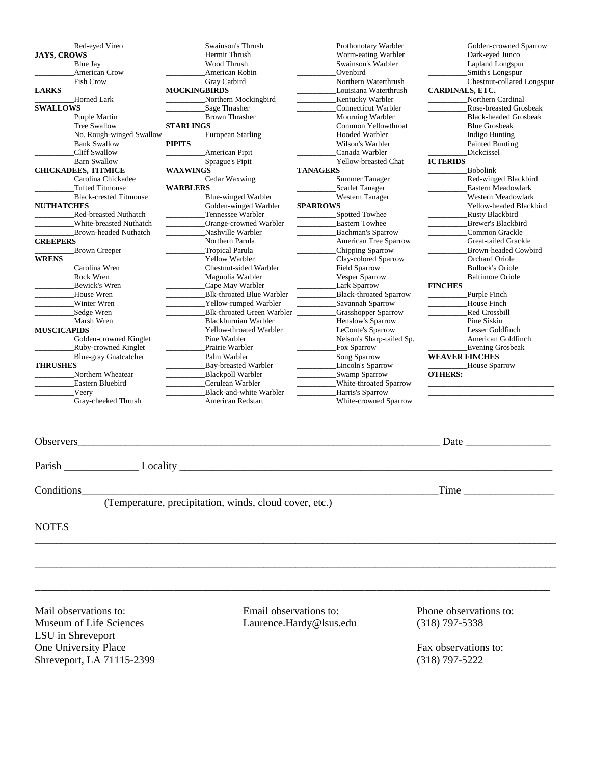\_\_\_\_\_\_\_\_\_\_Red-eyed Vireo

**JAYS, CROWS**

\_\_\_\_\_\_\_\_\_\_Blue Jay
\_\_\_\_\_\_\_\_\_\_American Crow
\_\_\_\_\_\_\_\_\_\_Fish Crow

**LARKS**

\_\_\_\_\_\_\_\_\_\_Horned Lark

**SWALLOWS**

\_\_\_\_\_\_\_\_\_\_Purple Martin
\_\_\_\_\_\_\_\_\_\_Tree Swallow
\_\_\_\_\_\_\_\_\_\_No. Rough-winged Swallow
\_\_\_\_\_\_\_\_\_\_Bank Swallow
\_\_\_\_\_\_\_\_\_\_Cliff Swallow
\_\_\_\_\_\_\_\_\_\_Barn Swallow

**CHICKADEES, TITMICE**

\_\_\_\_\_\_\_\_\_\_Carolina Chickadee
\_\_\_\_\_\_\_\_\_\_Tufted Titmouse
\_\_\_\_\_\_\_\_\_\_Black-crested Titmouse

**NUTHATCHES**

\_\_\_\_\_\_\_\_\_\_Red-breasted Nuthatch
\_\_\_\_\_\_\_\_\_\_White-breasted Nuthatch
\_\_\_\_\_\_\_\_\_\_Brown-headed Nuthatch

**CREEPERS**

\_\_\_\_\_\_\_\_\_\_Brown Creeper

**WRENS**

\_\_\_\_\_\_\_\_\_\_Carolina Wren
\_\_\_\_\_\_\_\_\_\_Rock Wren
\_\_\_\_\_\_\_\_\_\_Bewick's Wren
\_\_\_\_\_\_\_\_\_\_House Wren
\_\_\_\_\_\_\_\_\_\_Winter Wren
\_\_\_\_\_\_\_\_\_\_Sedge Wren
\_\_\_\_\_\_\_\_\_\_Marsh Wren

**MUSCICAPIDS**

\_\_\_\_\_\_\_\_\_\_Golden-crowned Kinglet
\_\_\_\_\_\_\_\_\_\_Ruby-crowned Kinglet
\_\_\_\_\_\_\_\_\_\_Blue-gray Gnatcatcher

**THRUSHES**

\_\_\_\_\_\_\_\_\_\_Northern Wheatear
\_\_\_\_\_\_\_\_\_\_Eastern Bluebird
\_\_\_\_\_\_\_\_\_\_Veery
\_\_\_\_\_\_\_\_\_\_Gray-cheeked Thrush
\_\_\_\_\_\_\_\_\_\_Swainson's Thrush
\_\_\_\_\_\_\_\_\_\_Hermit Thrush
\_\_\_\_\_\_\_\_\_\_Wood Thrush
\_\_\_\_\_\_\_\_\_\_American Robin
\_\_\_\_\_\_\_\_\_\_Gray Catbird

**MOCKINGBIRDS**

\_\_\_\_\_\_\_\_\_\_Northern Mockingbird
\_\_\_\_\_\_\_\_\_\_Sage Thrasher
\_\_\_\_\_\_\_\_\_\_Brown Thrasher

**STARLINGS**

\_\_\_\_\_\_\_\_\_\_European Starling

**PIPITS**

\_\_\_\_\_\_\_\_\_\_American Pipit
\_\_\_\_\_\_\_\_\_\_Sprague's Pipit

**WAXWINGS**

\_\_\_\_\_\_\_\_\_\_Cedar Waxwing

**WARBLERS**

\_\_\_\_\_\_\_\_\_\_Blue-winged Warbler
\_\_\_\_\_\_\_\_\_\_Golden-winged Warbler
\_\_\_\_\_\_\_\_\_\_Tennessee Warbler
\_\_\_\_\_\_\_\_\_\_Orange-crowned Warbler
\_\_\_\_\_\_\_\_\_\_Nashville Warbler
\_\_\_\_\_\_\_\_\_\_Northern Parula
\_\_\_\_\_\_\_\_\_\_Tropical Parula
\_\_\_\_\_\_\_\_\_\_Yellow Warbler
\_\_\_\_\_\_\_\_\_\_Chestnut-sided Warbler
\_\_\_\_\_\_\_\_\_\_Magnolia Warbler
\_\_\_\_\_\_\_\_\_\_Cape May Warbler
\_\_\_\_\_\_\_\_\_\_Blk-throated Blue Warbler
\_\_\_\_\_\_\_\_\_\_Yellow-rumped Warbler
\_\_\_\_\_\_\_\_\_\_Blk-throated Green Warbler
\_\_\_\_\_\_\_\_\_\_Blackburnian Warbler
\_\_\_\_\_\_\_\_\_\_Yellow-throated Warbler
\_\_\_\_\_\_\_\_\_\_Pine Warbler
\_\_\_\_\_\_\_\_\_\_Prairie Warbler
\_\_\_\_\_\_\_\_\_\_Palm Warbler
\_\_\_\_\_\_\_\_\_\_Bay-breasted Warbler
\_\_\_\_\_\_\_\_\_\_Blackpoll Warbler
\_\_\_\_\_\_\_\_\_\_Cerulean Warbler
\_\_\_\_\_\_\_\_\_\_Black-and-white Warbler
\_\_\_\_\_\_\_\_\_\_American Redstart
\_\_\_\_\_\_\_\_\_\_Prothonotary Warbler
\_\_\_\_\_\_\_\_\_\_Worm-eating Warbler
\_\_\_\_\_\_\_\_\_\_Swainson's Warbler
\_\_\_\_\_\_\_\_\_\_Ovenbird
\_\_\_\_\_\_\_\_\_\_Northern Waterthrush
\_\_\_\_\_\_\_\_\_\_Louisiana Waterthrush
\_\_\_\_\_\_\_\_\_\_Kentucky Warbler
\_\_\_\_\_\_\_\_\_\_Connecticut Warbler
\_\_\_\_\_\_\_\_\_\_Mourning Warbler
\_\_\_\_\_\_\_\_\_\_Common Yellowthroat
\_\_\_\_\_\_\_\_\_\_Hooded Warbler
\_\_\_\_\_\_\_\_\_\_Wilson's Warbler
\_\_\_\_\_\_\_\_\_\_Canada Warbler
\_\_\_\_\_\_\_\_\_\_Yellow-breasted Chat

**TANAGERS**

\_\_\_\_\_\_\_\_\_\_Summer Tanager
\_\_\_\_\_\_\_\_\_\_Scarlet Tanager
\_\_\_\_\_\_\_\_\_\_Western Tanager

**SPARROWS**

\_\_\_\_\_\_\_\_\_\_Spotted Towhee
\_\_\_\_\_\_\_\_\_\_Eastern Towhee
\_\_\_\_\_\_\_\_\_\_Bachman's Sparrow
\_\_\_\_\_\_\_\_\_\_American Tree Sparrow
\_\_\_\_\_\_\_\_\_\_Chipping Sparrow
\_\_\_\_\_\_\_\_\_\_Clay-colored Sparrow
\_\_\_\_\_\_\_\_\_\_Field Sparrow
\_\_\_\_\_\_\_\_\_\_Vesper Sparrow
\_\_\_\_\_\_\_\_\_\_Lark Sparrow
\_\_\_\_\_\_\_\_\_\_Black-throated Sparrow
\_\_\_\_\_\_\_\_\_\_Savannah Sparrow
\_\_\_\_\_\_\_\_\_\_Grasshopper Sparrow
\_\_\_\_\_\_\_\_\_\_Henslow's Sparrow
\_\_\_\_\_\_\_\_\_\_LeConte's Sparrow
\_\_\_\_\_\_\_\_\_\_Nelson's Sharp-tailed Sp.
\_\_\_\_\_\_\_\_\_\_Fox Sparrow
\_\_\_\_\_\_\_\_\_\_Song Sparrow
\_\_\_\_\_\_\_\_\_\_Lincoln's Sparrow
\_\_\_\_\_\_\_\_\_\_Swamp Sparrow
\_\_\_\_\_\_\_\_\_\_White-throated Sparrow
\_\_\_\_\_\_\_\_\_\_Harris's Sparrow
\_\_\_\_\_\_\_\_\_\_White-crowned Sparrow
\_\_\_\_\_\_\_\_\_\_Golden-crowned Sparrow
\_\_\_\_\_\_\_\_\_\_Dark-eyed Junco
\_\_\_\_\_\_\_\_\_\_Lapland Longspur
\_\_\_\_\_\_\_\_\_\_Smith's Longspur
\_\_\_\_\_\_\_\_\_\_Chestnut-collared Longspur

**CARDINALS, ETC.**

\_\_\_\_\_\_\_\_\_\_Northern Cardinal
\_\_\_\_\_\_\_\_\_\_Rose-breasted Grosbeak
\_\_\_\_\_\_\_\_\_\_Black-headed Grosbeak
\_\_\_\_\_\_\_\_\_\_Blue Grosbeak
\_\_\_\_\_\_\_\_\_\_Indigo Bunting
\_\_\_\_\_\_\_\_\_\_Painted Bunting
\_\_\_\_\_\_\_\_\_\_Dickcissel

**ICTERIDS**

\_\_\_\_\_\_\_\_\_\_Bobolink
\_\_\_\_\_\_\_\_\_\_Red-winged Blackbird
\_\_\_\_\_\_\_\_\_\_Eastern Meadowlark
\_\_\_\_\_\_\_\_\_\_Western Meadowlark
\_\_\_\_\_\_\_\_\_\_Yellow-headed Blackbird
\_\_\_\_\_\_\_\_\_\_Rusty Blackbird
\_\_\_\_\_\_\_\_\_\_Brewer's Blackbird
\_\_\_\_\_\_\_\_\_\_Common Grackle
\_\_\_\_\_\_\_\_\_\_Great-tailed Grackle
\_\_\_\_\_\_\_\_\_\_Brown-headed Cowbird
\_\_\_\_\_\_\_\_\_\_Orchard Oriole
\_\_\_\_\_\_\_\_\_\_Bullock's Oriole
\_\_\_\_\_\_\_\_\_\_Baltimore Oriole

**FINCHES**

\_\_\_\_\_\_\_\_\_\_Purple Finch
\_\_\_\_\_\_\_\_\_\_House Finch
\_\_\_\_\_\_\_\_\_\_Red Crossbill
\_\_\_\_\_\_\_\_\_\_Pine Siskin
\_\_\_\_\_\_\_\_\_\_Lesser Goldfinch
\_\_\_\_\_\_\_\_\_\_American Goldfinch
\_\_\_\_\_\_\_\_\_\_Evening Grosbeak

**WEAVER FINCHES**

\_\_\_\_\_\_\_\_\_\_House Sparrow

**OTHERS:**

\_\_\_\_\_\_\_\_\_\_\_\_\_\_\_\_\_\_\_\_\_\_\_\_\_\_\_\_\_\_
\_\_\_\_\_\_\_\_\_\_\_\_\_\_\_\_\_\_\_\_\_\_\_\_\_\_\_\_\_\_
\_\_\_\_\_\_\_\_\_\_\_\_\_\_\_\_\_\_\_\_\_\_\_\_\_\_\_\_\_\_

Observers\_\_\_\_\_\_\_\_\_\_\_\_\_\_\_\_\_\_\_\_\_\_\_\_\_\_\_\_\_\_\_\_\_\_\_\_\_\_\_\_\_\_\_\_\_\_\_\_\_\_\_\_\_\_\_\_\_\_\_\_ Date \_\_\_\_\_\_\_\_\_\_\_\_\_\_\_\_

Parish \_\_\_\_\_\_\_\_\_\_\_\_\_\_ Locality \_\_\_\_\_\_\_\_\_\_\_\_\_\_\_\_\_\_\_\_\_\_\_\_\_\_\_\_\_\_\_\_\_\_\_\_\_\_\_\_\_\_\_\_\_\_\_\_\_\_\_\_\_\_\_\_\_\_\_\_\_

Conditions\_\_\_\_\_\_\_\_\_\_\_\_\_\_\_\_\_\_\_\_\_\_\_\_\_\_\_\_\_\_\_\_\_\_\_\_\_\_\_\_\_\_\_\_\_\_\_\_\_\_\_\_\_\_\_\_\_\_Time \_\_\_\_\_\_\_\_\_\_\_\_\_\_\_\_\_
(Temperature, precipitation, winds, cloud cover, etc.)

NOTES

\_\_\_\_\_\_\_\_\_\_\_\_\_\_\_\_\_\_\_\_\_\_\_\_\_\_\_\_\_\_\_\_\_\_\_\_\_\_\_\_\_\_\_\_\_\_\_\_\_\_\_\_\_\_\_\_\_\_\_\_\_\_\_\_\_\_\_\_\_\_\_\_\_\_\_\_\_\_\_\_\_\_

\_\_\_\_\_\_\_\_\_\_\_\_\_\_\_\_\_\_\_\_\_\_\_\_\_\_\_\_\_\_\_\_\_\_\_\_\_\_\_\_\_\_\_\_\_\_\_\_\_\_\_\_\_\_\_\_\_\_\_\_\_\_\_\_\_\_\_\_\_\_\_\_\_\_\_\_\_\_\_\_\_\_

\_\_\_\_\_\_\_\_\_\_\_\_\_\_\_\_\_\_\_\_\_\_\_\_\_\_\_\_\_\_\_\_\_\_\_\_\_\_\_\_\_\_\_\_\_\_\_\_\_\_\_\_\_\_\_\_\_\_\_\_\_\_\_\_\_\_\_\_\_\_\_\_\_\_\_\_\_\_\_\_\_\_

Mail observations to:
Museum of Life Sciences
LSU in Shreveport
One University Place
Shreveport, LA 71115-2399

Email observations to:
Laurence.Hardy@lsus.edu

Phone observations to:
(318) 797-5338

Fax observations to:
(318) 797-5222